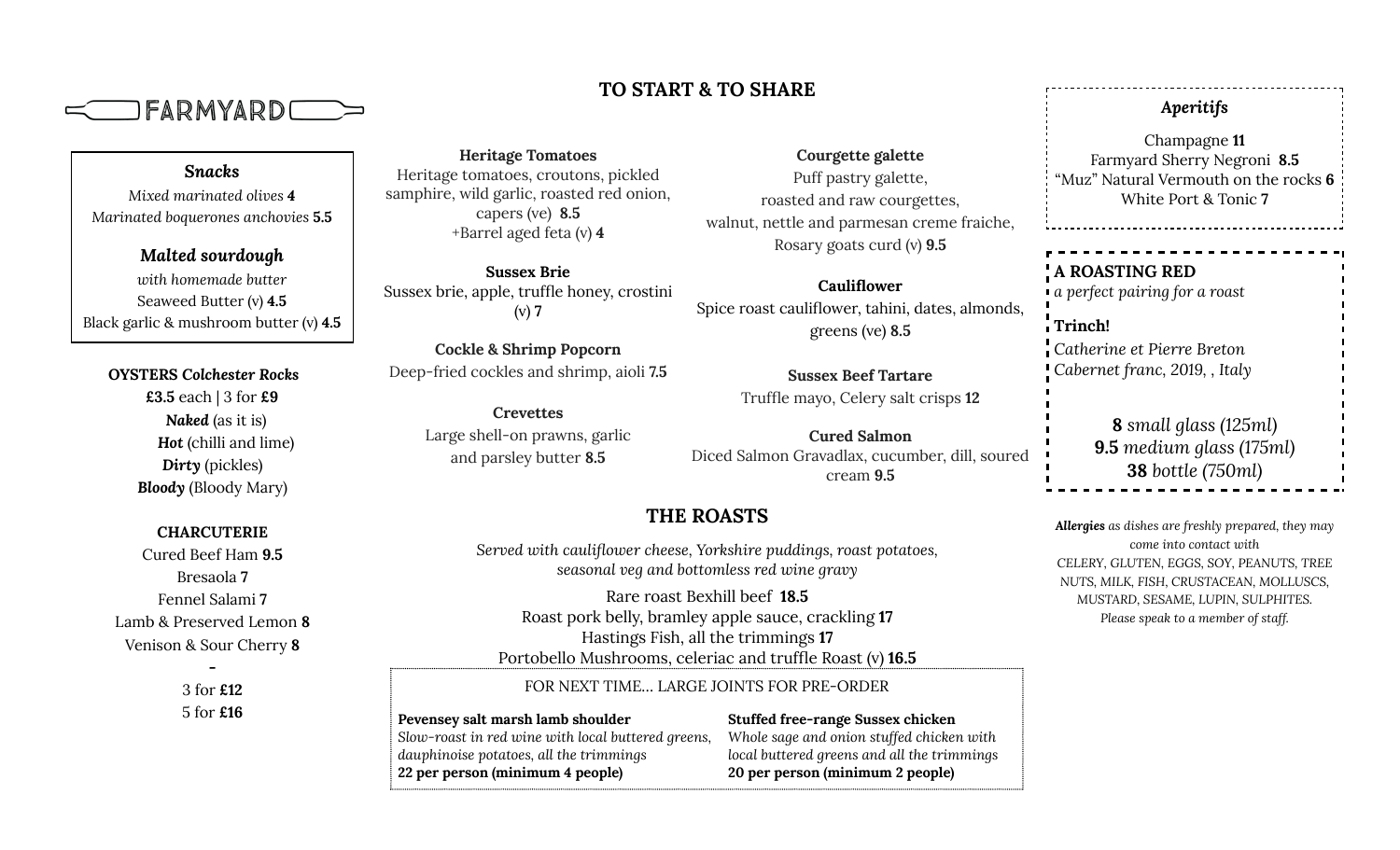# FARMYARD

### *Snacks*

*Mixed marinated olives* **4**
*Marinated boquerones anchovies* **5.5**

### *Malted sourdough*

*with homemade butter*
Seaweed Butter (v) **4.5**
Black garlic & mushroom butter (v) **4.5**

**OYSTERS *Colchester Rocks***

**£3.5** each | 3 for **£9**
***Naked*** (as it is)
***Hot*** (chilli and lime)
***Dirty*** (pickles)
***Bloody*** (Bloody Mary)

**CHARCUTERIE**

Cured Beef Ham **9.5**
Bresaola **7**
Fennel Salami **7**
Lamb & Preserved Lemon **8**
Venison & Sour Cherry **8**

–

3 for **£12**
5 for **£16**

## TO START & TO SHARE

**Heritage Tomatoes**
Heritage tomatoes, croutons, pickled samphire, wild garlic, roasted red onion, capers (ve) **8.5**
+Barrel aged feta (v) **4**

**Sussex Brie**
Sussex brie, apple, truffle honey, crostini (v) **7**

**Cockle & Shrimp Popcorn**
Deep-fried cockles and shrimp, aioli **7.5**

**Crevettes**
Large shell-on prawns, garlic and parsley butter **8.5**

**Courgette galette**
Puff pastry galette, roasted and raw courgettes, walnut, nettle and parmesan creme fraiche, Rosary goats curd (v) **9.5**

**Cauliflower**
Spice roast cauliflower, tahini, dates, almonds, greens (ve) **8.5**

**Sussex Beef Tartare**
Truffle mayo, Celery salt crisps **12**

**Cured Salmon**
Diced Salmon Gravadlax, cucumber, dill, soured cream **9.5**

## THE ROASTS

*Served with cauliflower cheese, Yorkshire puddings, roast potatoes, seasonal veg and bottomless red wine gravy*

Rare roast Bexhill beef **18.5**
Roast pork belly, bramley apple sauce, crackling **17**
Hastings Fish, all the trimmings **17**
Portobello Mushrooms, celeriac and truffle Roast (v) **16.5**

FOR NEXT TIME... LARGE JOINTS FOR PRE-ORDER

**Pevensey salt marsh lamb shoulder**
*Slow-roast in red wine with local buttered greens, dauphinoise potatoes, all the trimmings*
**22 per person (minimum 4 people)**

**Stuffed free-range Sussex chicken**
*Whole sage and onion stuffed chicken with local buttered greens and all the trimmings*
**20 per person (minimum 2 people)**

### *Aperitifs*

Champagne **11**
Farmyard Sherry Negroni **8.5**
"Muz" Natural Vermouth on the rocks **6**
White Port & Tonic **7**

**A ROASTING RED**
*a perfect pairing for a roast*

**Trinch!**
*Catherine et Pierre Breton*
*Cabernet franc, 2019, , Italy*

**8** *small glass (125ml)*
**9.5** *medium glass (175ml)*
**38** *bottle (750ml)*

***Allergies*** *as dishes are freshly prepared, they may come into contact with CELERY, GLUTEN, EGGS, SOY, PEANUTS, TREE NUTS, MILK, FISH, CRUSTACEAN, MOLLUSCS, MUSTARD, SESAME, LUPIN, SULPHITES. Please speak to a member of staff.*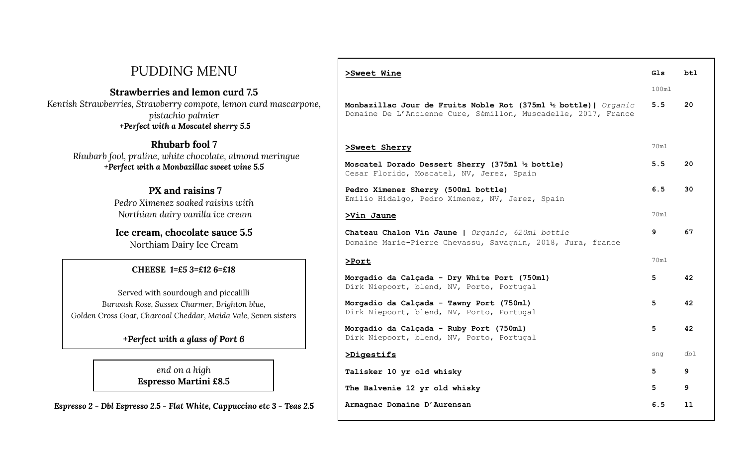# PUDDING MENU

**Strawberries and lemon curd 7.5**

*Kentish Strawberries, Strawberry compote, lemon curd mascarpone, pistachio palmier*

***+Perfect with a Moscatel sherry 5.5***

**Rhubarb fool 7**

*Rhubarb fool, praline, white chocolate, almond meringue*

***+Perfect with a Monbazillac sweet wine 5.5***

**PX and raisins 7**

*Pedro Ximenez soaked raisins with Northiam dairy vanilla ice cream*

**Ice cream, chocolate sauce 5.5**

Northiam Dairy Ice Cream

**CHEESE 1=£5 3=£12 6=£18**

Served with sourdough and piccalilli

*Burwash Rose, Sussex Charmer, Brighton blue, Golden Cross Goat, Charcoal Cheddar, Maida Vale, Seven sisters*

***+Perfect with a glass of Port 6***

*end on a high*

**Espresso Martini £8.5**

***Espresso 2 - Dbl Espresso 2.5 - Flat White, Cappuccino etc 3 - Teas 2.5***

| **>Sweet Wine** | **Gls** | **btl** |
|---|---|---|
| | 100ml | |
| **Monbazillac Jour de Fruits Noble Rot (375ml ½ bottle)\|** *Organic* Domaine De L'Ancienne Cure, Sémillon, Muscadelle, 2017, France | **5.5** | **20** |
| **>Sweet Sherry** | 70ml | |
| **Moscatel Dorado Dessert Sherry (375ml ½ bottle)** Cesar Florido, Moscatel, NV, Jerez, Spain | **5.5** | **20** |
| **Pedro Ximenez Sherry (500ml bottle)** Emilio Hidalgo, Pedro Ximenez, NV, Jerez, Spain | **6.5** | **30** |
| **>Vin Jaune** | 70ml | |
| **Chateau Chalon Vin Jaune \|** *Organic, 620ml bottle* Domaine Marie-Pierre Chevassu, Savagnin, 2018, Jura, france | **9** | **67** |
| **>Port** | 70ml | |
| **Morgadio da Calçada - Dry White Port (750ml)** Dirk Niepoort, blend, NV, Porto, Portugal | **5** | **42** |
| **Morgadio da Calçada - Tawny Port (750ml)** Dirk Niepoort, blend, NV, Porto, Portugal | **5** | **42** |
| **Morgadio da Calçada - Ruby Port (750ml)** Dirk Niepoort, blend, NV, Porto, Portugal | **5** | **42** |
| **>Digestifs** | sng | dbl |
| **Talisker 10 yr old whisky** | **5** | **9** |
| **The Balvenie 12 yr old whisky** | **5** | **9** |
| **Armagnac Domaine D'Aurensan** | **6.5** | **11** |